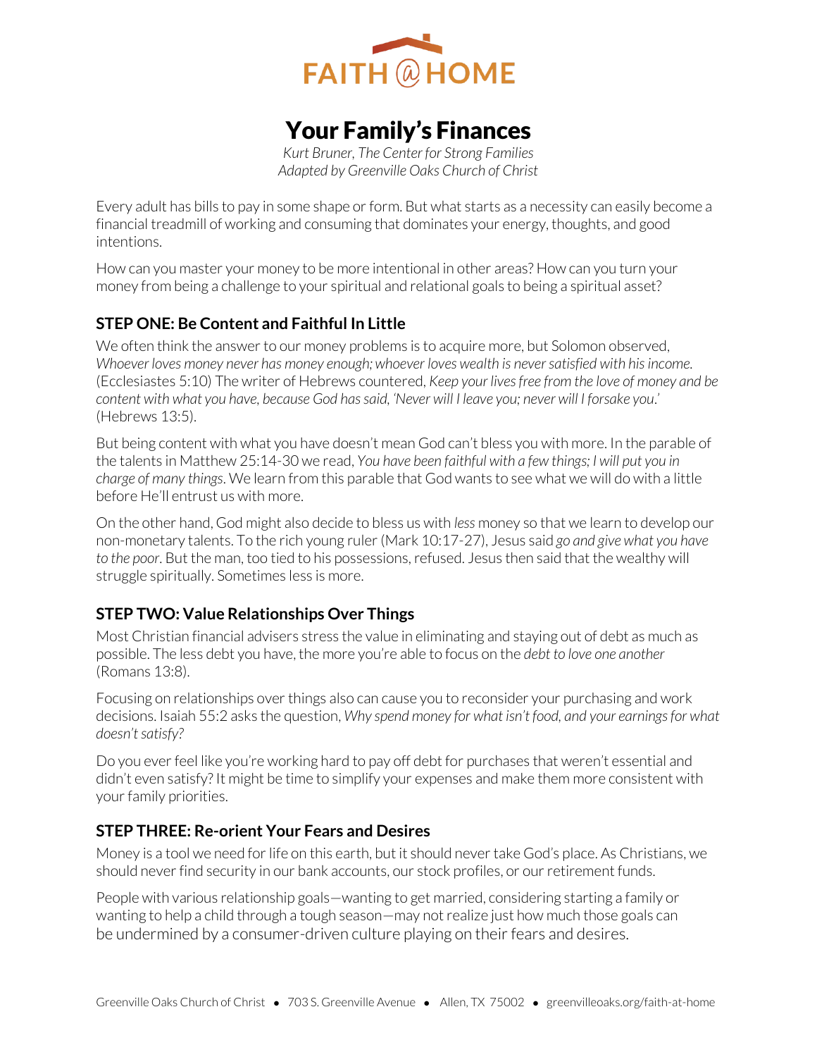FAITH @ HOME

# Your Family's Finances

*Kurt Bruner, The Center for Strong Families*
*Adapted by Greenville Oaks Church of Christ*

Every adult has bills to pay in some shape or form. But what starts as a necessity can easily become a financial treadmill of working and consuming that dominates your energy, thoughts, and good intentions.

How can you master your money to be more intentional in other areas? How can you turn your money from being a challenge to your spiritual and relational goals to being a spiritual asset?

## STEP ONE: Be Content and Faithful In Little

We often think the answer to our money problems is to acquire more, but Solomon observed, *Whoever loves money never has money enough; whoever loves wealth is never satisfied with his income.* (Ecclesiastes 5:10) The writer of Hebrews countered, *Keep your lives free from the love of money and be content with what you have, because God has said, 'Never will I leave you; never will I forsake you.'* (Hebrews 13:5).

But being content with what you have doesn't mean God can't bless you with more. In the parable of the talents in Matthew 25:14-30 we read, *You have been faithful with a few things; I will put you in charge of many things*. We learn from this parable that God wants to see what we will do with a little before He'll entrust us with more.

On the other hand, God might also decide to bless us with *less* money so that we learn to develop our non-monetary talents. To the rich young ruler (Mark 10:17-27), Jesus said *go and give what you have to the poor*. But the man, too tied to his possessions, refused. Jesus then said that the wealthy will struggle spiritually. Sometimes less is more.

## STEP TWO: Value Relationships Over Things

Most Christian financial advisers stress the value in eliminating and staying out of debt as much as possible. The less debt you have, the more you're able to focus on the *debt to love one another* (Romans 13:8).

Focusing on relationships over things also can cause you to reconsider your purchasing and work decisions. Isaiah 55:2 asks the question, *Why spend money for what isn't food, and your earnings for what doesn't satisfy?*

Do you ever feel like you're working hard to pay off debt for purchases that weren't essential and didn't even satisfy? It might be time to simplify your expenses and make them more consistent with your family priorities.

## STEP THREE: Re-orient Your Fears and Desires

Money is a tool we need for life on this earth, but it should never take God's place. As Christians, we should never find security in our bank accounts, our stock profiles, or our retirement funds.

People with various relationship goals—wanting to get married, considering starting a family or wanting to help a child through a tough season—may not realize just how much those goals can be undermined by a consumer-driven culture playing on their fears and desires.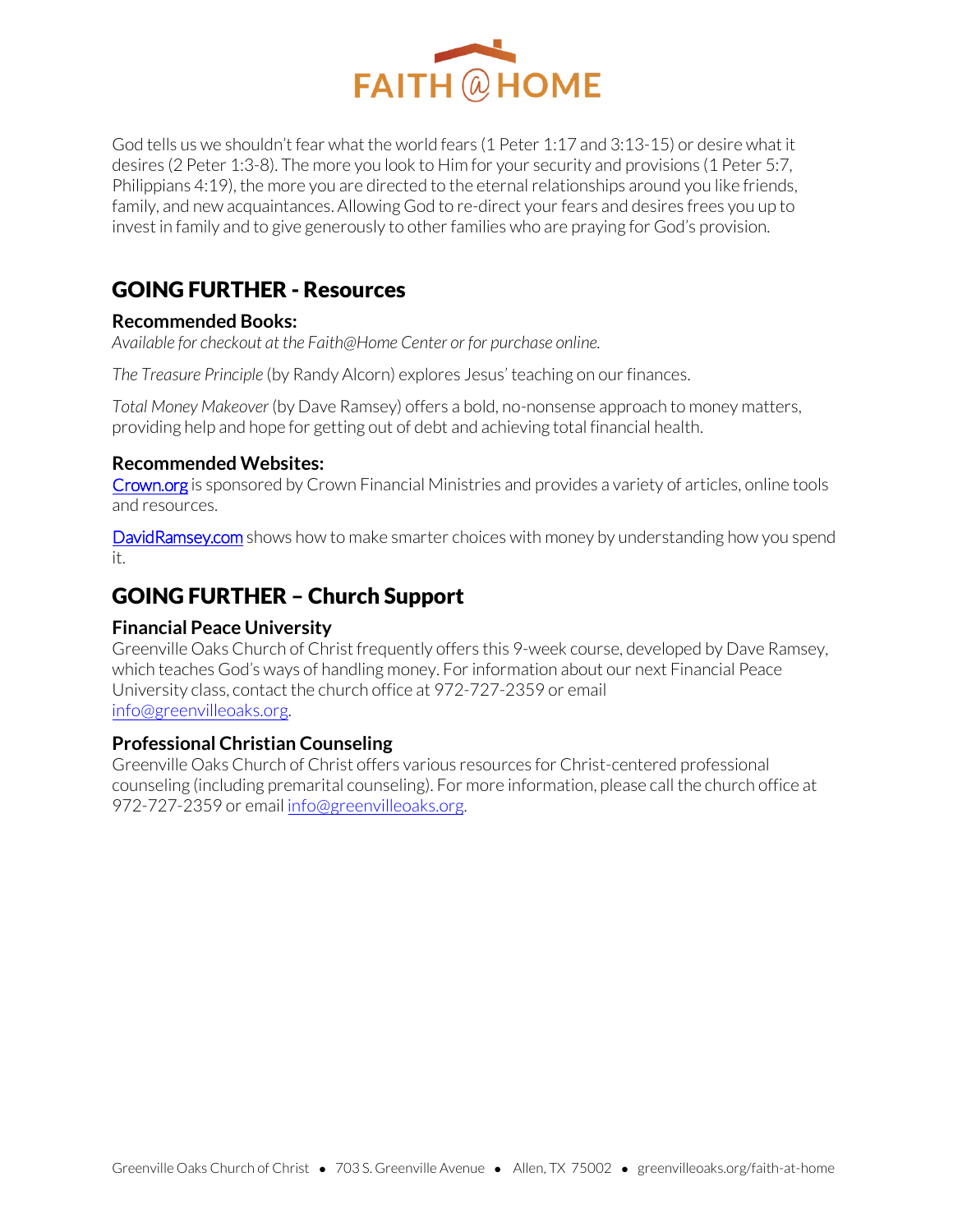God tells us we shouldn't fear what the world fears (1 Peter 1:17 and 3:13-15) or desire what it desires (2 Peter 1:3-8). The more you look to Him for your security and provisions (1 Peter 5:7, Philippians 4:19), the more you are directed to the eternal relationships around you like friends, family, and new acquaintances. Allowing God to re-direct your fears and desires frees you up to invest in family and to give generously to other families who are praying for God's provision.

## GOING FURTHER - Resources

### Recommended Books:

*Available for checkout at the Faith@Home Center or for purchase online.*

*The Treasure Principle* (by Randy Alcorn) explores Jesus' teaching on our finances.

*Total Money Makeover* (by Dave Ramsey) offers a bold, no-nonsense approach to money matters, providing help and hope for getting out of debt and achieving total financial health.

### Recommended Websites:

Crown.org is sponsored by Crown Financial Ministries and provides a variety of articles, online tools and resources.

DavidRamsey.com shows how to make smarter choices with money by understanding how you spend it.

## GOING FURTHER – Church Support

### Financial Peace University

Greenville Oaks Church of Christ frequently offers this 9-week course, developed by Dave Ramsey, which teaches God's ways of handling money. For information about our next Financial Peace University class, contact the church office at 972-727-2359 or email info@greenvilleoaks.org.

### Professional Christian Counseling

Greenville Oaks Church of Christ offers various resources for Christ-centered professional counseling (including premarital counseling). For more information, please call the church office at 972-727-2359 or email info@greenvilleoaks.org.